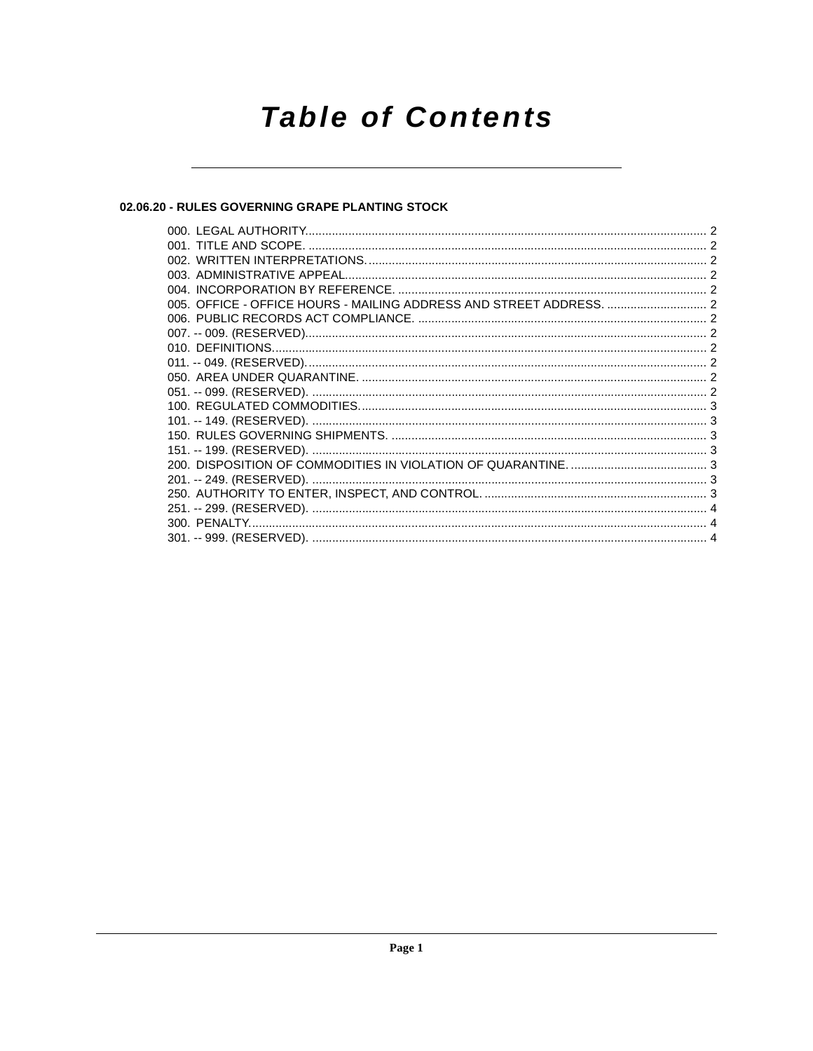# Table of Contents

## 02.06.20 - RULES GOVERNING GRAPE PLANTING STOCK

000. LEGAL AUTHORITY. 2
001. TITLE AND SCOPE. 2
002. WRITTEN INTERPRETATIONS. 2
003. ADMINISTRATIVE APPEAL. 2
004. INCORPORATION BY REFERENCE. 2
005. OFFICE - OFFICE HOURS - MAILING ADDRESS AND STREET ADDRESS. 2
006. PUBLIC RECORDS ACT COMPLIANCE. 2
007. -- 009. (RESERVED). 2
010. DEFINITIONS. 2
011. -- 049. (RESERVED). 2
050. AREA UNDER QUARANTINE. 2
051. -- 099. (RESERVED). 2
100. REGULATED COMMODITIES. 3
101. -- 149. (RESERVED). 3
150. RULES GOVERNING SHIPMENTS. 3
151. -- 199. (RESERVED). 3
200. DISPOSITION OF COMMODITIES IN VIOLATION OF QUARANTINE. 3
201. -- 249. (RESERVED). 3
250. AUTHORITY TO ENTER, INSPECT, AND CONTROL. 3
251. -- 299. (RESERVED). 4
300. PENALTY. 4
301. -- 999. (RESERVED). 4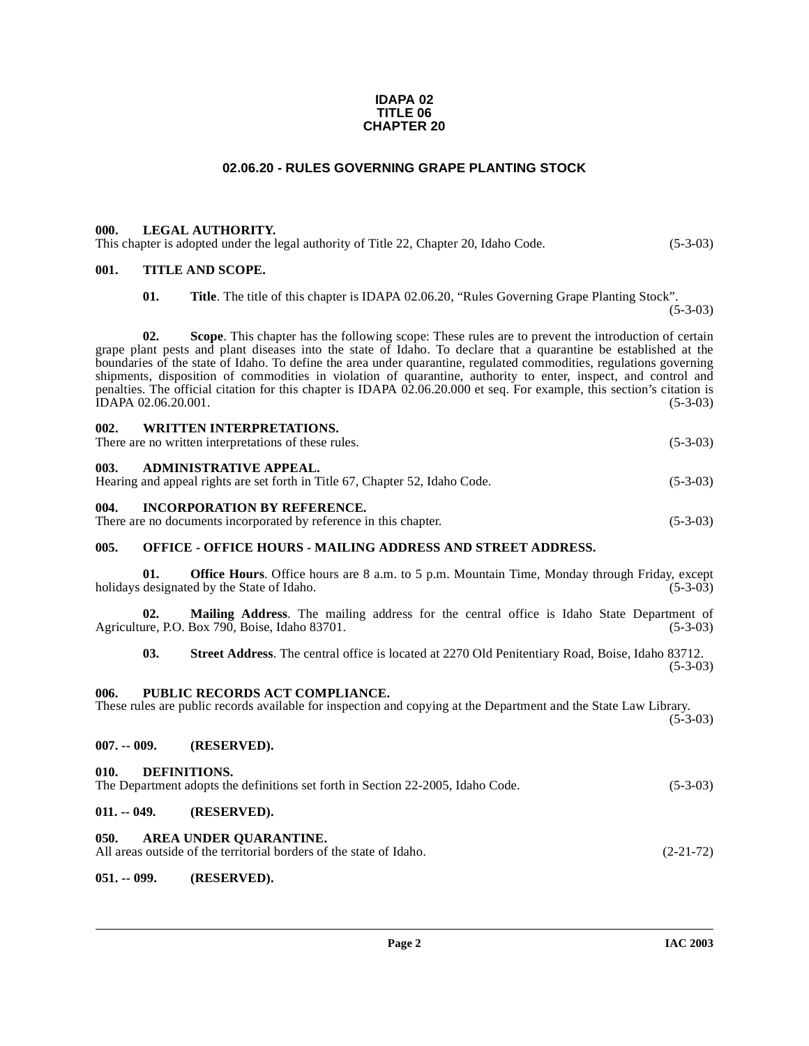**IDAPA 02**
**TITLE 06**
**CHAPTER 20**

# 02.06.20 - RULES GOVERNING GRAPE PLANTING STOCK

## 000. LEGAL AUTHORITY.

This chapter is adopted under the legal authority of Title 22, Chapter 20, Idaho Code. (5-3-03)

## 001. TITLE AND SCOPE.

**01. Title**. The title of this chapter is IDAPA 02.06.20, "Rules Governing Grape Planting Stock". (5-3-03)

**02. Scope**. This chapter has the following scope: These rules are to prevent the introduction of certain grape plant pests and plant diseases into the state of Idaho. To declare that a quarantine be established at the boundaries of the state of Idaho. To define the area under quarantine, regulated commodities, regulations governing shipments, disposition of commodities in violation of quarantine, authority to enter, inspect, and control and penalties. The official citation for this chapter is IDAPA 02.06.20.000 et seq. For example, this section's citation is IDAPA 02.06.20.001. (5-3-03)

## 002. WRITTEN INTERPRETATIONS.

There are no written interpretations of these rules. (5-3-03)

## 003. ADMINISTRATIVE APPEAL.

Hearing and appeal rights are set forth in Title 67, Chapter 52, Idaho Code. (5-3-03)

## 004. INCORPORATION BY REFERENCE.

There are no documents incorporated by reference in this chapter. (5-3-03)

## 005. OFFICE - OFFICE HOURS - MAILING ADDRESS AND STREET ADDRESS.

**01. Office Hours**. Office hours are 8 a.m. to 5 p.m. Mountain Time, Monday through Friday, except holidays designated by the State of Idaho. (5-3-03)

**02. Mailing Address**. The mailing address for the central office is Idaho State Department of Agriculture, P.O. Box 790, Boise, Idaho 83701. (5-3-03)

**03. Street Address**. The central office is located at 2270 Old Penitentiary Road, Boise, Idaho 83712. (5-3-03)

## 006. PUBLIC RECORDS ACT COMPLIANCE.

These rules are public records available for inspection and copying at the Department and the State Law Library. (5-3-03)

## 007. -- 009. (RESERVED).

## 010. DEFINITIONS.

The Department adopts the definitions set forth in Section 22-2005, Idaho Code. (5-3-03)

## 011. -- 049. (RESERVED).

## 050. AREA UNDER QUARANTINE.

All areas outside of the territorial borders of the state of Idaho. (2-21-72)

## 051. -- 099. (RESERVED).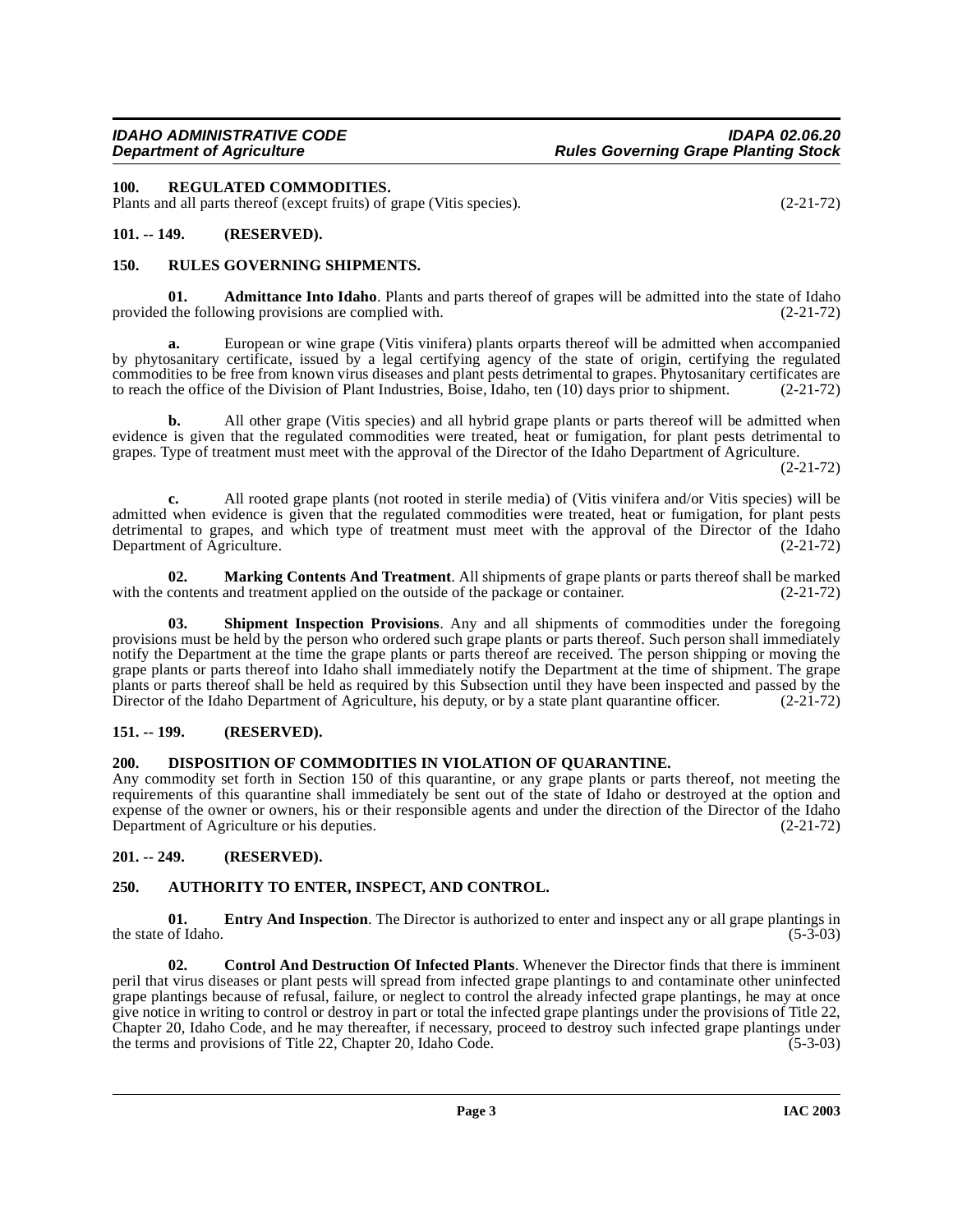## 100. REGULATED COMMODITIES.

Plants and all parts thereof (except fruits) of grape (Vitis species). (2-21-72)

## 101. -- 149. (RESERVED).

## 150. RULES GOVERNING SHIPMENTS.

**01. Admittance Into Idaho**. Plants and parts thereof of grapes will be admitted into the state of Idaho provided the following provisions are complied with. (2-21-72)

**a.** European or wine grape (Vitis vinifera) plants orparts thereof will be admitted when accompanied by phytosanitary certificate, issued by a legal certifying agency of the state of origin, certifying the regulated commodities to be free from known virus diseases and plant pests detrimental to grapes. Phytosanitary certificates are to reach the office of the Division of Plant Industries, Boise, Idaho, ten (10) days prior to shipment. (2-21-72)

**b.** All other grape (Vitis species) and all hybrid grape plants or parts thereof will be admitted when evidence is given that the regulated commodities were treated, heat or fumigation, for plant pests detrimental to grapes. Type of treatment must meet with the approval of the Director of the Idaho Department of Agriculture. (2-21-72)

**c.** All rooted grape plants (not rooted in sterile media) of (Vitis vinifera and/or Vitis species) will be admitted when evidence is given that the regulated commodities were treated, heat or fumigation, for plant pests detrimental to grapes, and which type of treatment must meet with the approval of the Director of the Idaho Department of Agriculture. (2-21-72)

**02. Marking Contents And Treatment**. All shipments of grape plants or parts thereof shall be marked with the contents and treatment applied on the outside of the package or container. (2-21-72)

**03. Shipment Inspection Provisions**. Any and all shipments of commodities under the foregoing provisions must be held by the person who ordered such grape plants or parts thereof. Such person shall immediately notify the Department at the time the grape plants or parts thereof are received. The person shipping or moving the grape plants or parts thereof into Idaho shall immediately notify the Department at the time of shipment. The grape plants or parts thereof shall be held as required by this Subsection until they have been inspected and passed by the Director of the Idaho Department of Agriculture, his deputy, or by a state plant quarantine officer. (2-21-72)

## 151. -- 199. (RESERVED).

## 200. DISPOSITION OF COMMODITIES IN VIOLATION OF QUARANTINE.

Any commodity set forth in Section 150 of this quarantine, or any grape plants or parts thereof, not meeting the requirements of this quarantine shall immediately be sent out of the state of Idaho or destroyed at the option and expense of the owner or owners, his or their responsible agents and under the direction of the Director of the Idaho Department of Agriculture or his deputies. (2-21-72)

## 201. -- 249. (RESERVED).

## 250. AUTHORITY TO ENTER, INSPECT, AND CONTROL.

**01. Entry And Inspection**. The Director is authorized to enter and inspect any or all grape plantings in the state of Idaho. (5-3-03)

**02. Control And Destruction Of Infected Plants**. Whenever the Director finds that there is imminent peril that virus diseases or plant pests will spread from infected grape plantings to and contaminate other uninfected grape plantings because of refusal, failure, or neglect to control the already infected grape plantings, he may at once give notice in writing to control or destroy in part or total the infected grape plantings under the provisions of Title 22, Chapter 20, Idaho Code, and he may thereafter, if necessary, proceed to destroy such infected grape plantings under the terms and provisions of Title 22, Chapter 20, Idaho Code. (5-3-03)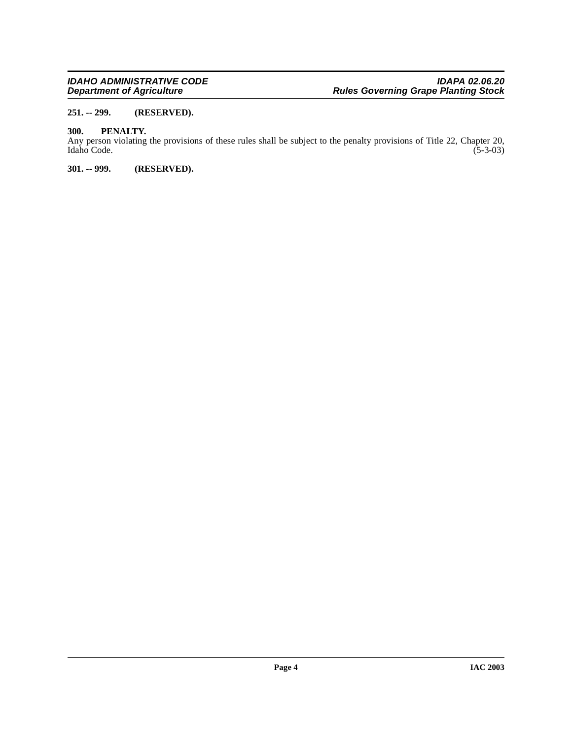**251. -- 299. (RESERVED).**

**300. PENALTY.**

Any person violating the provisions of these rules shall be subject to the penalty provisions of Title 22, Chapter 20, Idaho Code. (5-3-03)

**301. -- 999. (RESERVED).**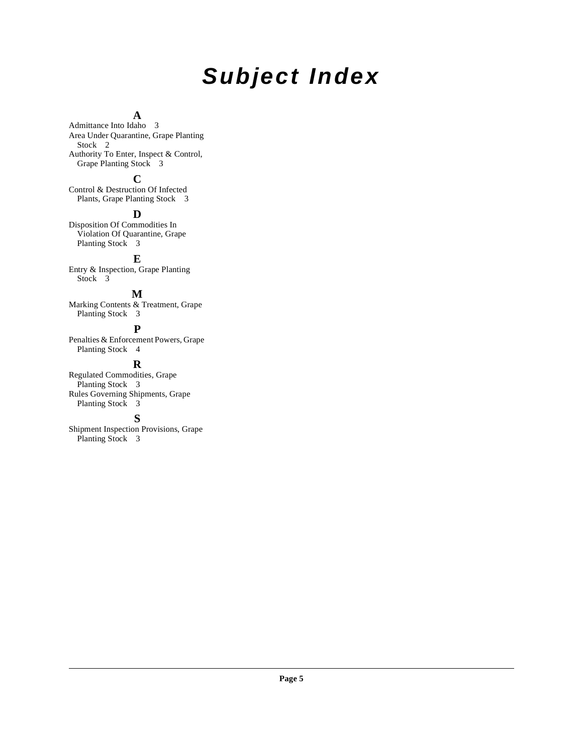# Subject Index

### A

Admittance Into Idaho 3
Area Under Quarantine, Grape Planting Stock 2
Authority To Enter, Inspect & Control, Grape Planting Stock 3

### C

Control & Destruction Of Infected Plants, Grape Planting Stock 3

### D

Disposition Of Commodities In Violation Of Quarantine, Grape Planting Stock 3

### E

Entry & Inspection, Grape Planting Stock 3

### M

Marking Contents & Treatment, Grape Planting Stock 3

### P

Penalties & Enforcement Powers, Grape Planting Stock 4

### R

Regulated Commodities, Grape Planting Stock 3
Rules Governing Shipments, Grape Planting Stock 3

### S

Shipment Inspection Provisions, Grape Planting Stock 3